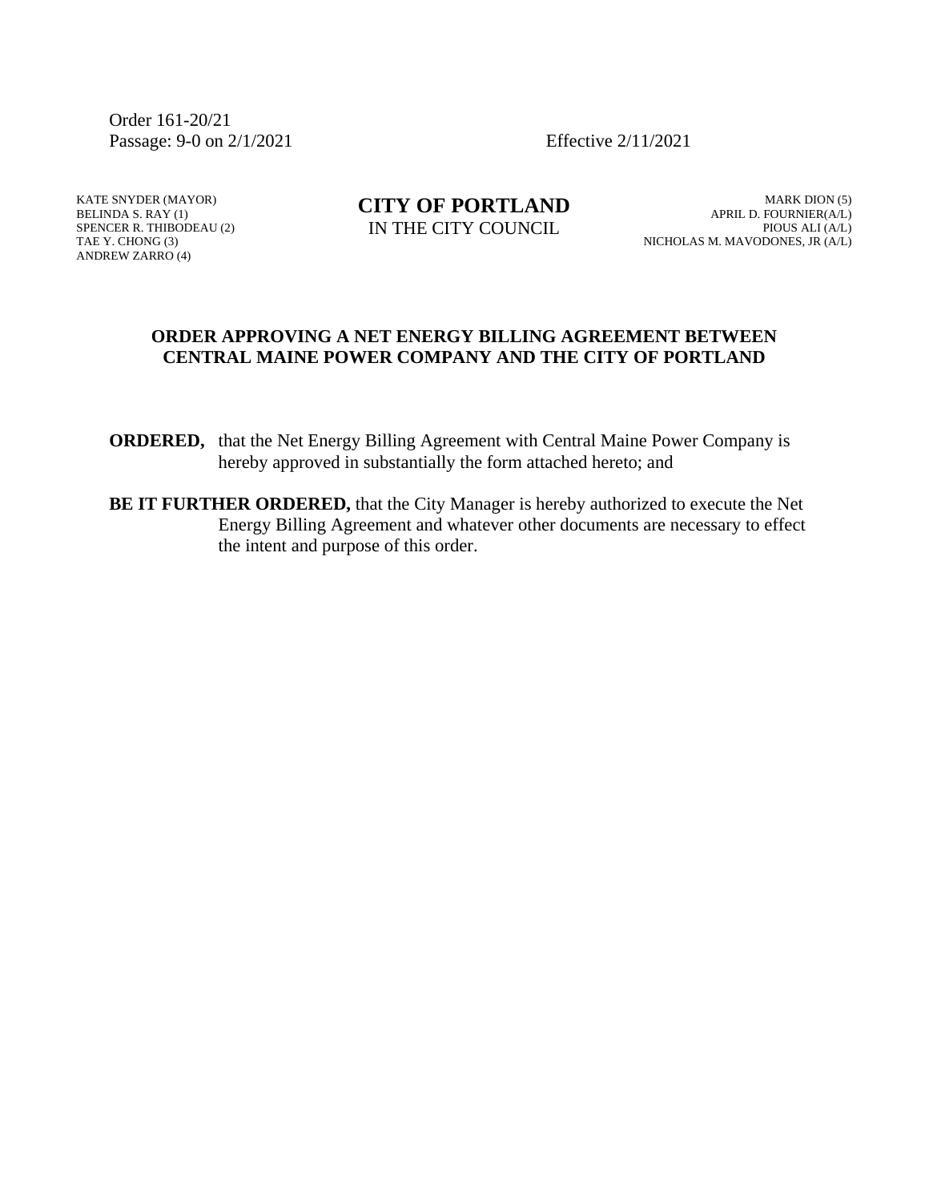Order 161-20/21
Passage: 9-0 on 2/1/2021 Effective 2/11/2021

KATE SNYDER (MAYOR)
BELINDA S. RAY (1)
SPENCER R. THIBODEAU (2)
TAE Y. CHONG (3)
ANDREW ZARRO (4)

**CITY OF PORTLAND**
IN THE CITY COUNCIL

MARK DION (5)
APRIL D. FOURNIER(A/L)
PIOUS ALI (A/L)
NICHOLAS M. MAVODONES, JR (A/L)

## ORDER APPROVING A NET ENERGY BILLING AGREEMENT BETWEEN CENTRAL MAINE POWER COMPANY AND THE CITY OF PORTLAND

**ORDERED,** that the Net Energy Billing Agreement with Central Maine Power Company is hereby approved in substantially the form attached hereto; and

**BE IT FURTHER ORDERED,** that the City Manager is hereby authorized to execute the Net Energy Billing Agreement and whatever other documents are necessary to effect the intent and purpose of this order.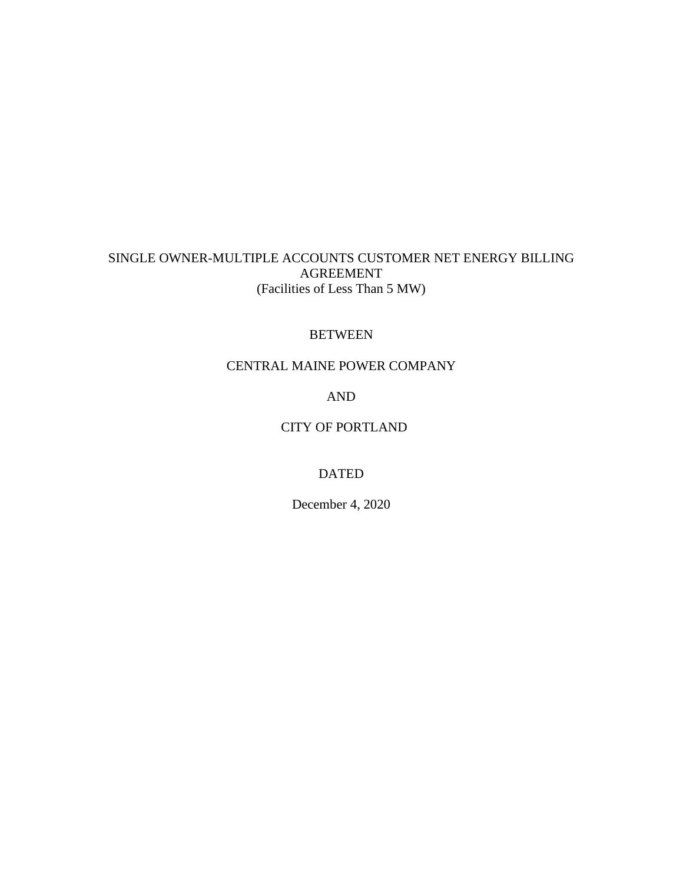SINGLE OWNER-MULTIPLE ACCOUNTS CUSTOMER NET ENERGY BILLING AGREEMENT
(Facilities of Less Than 5 MW)

BETWEEN

CENTRAL MAINE POWER COMPANY

AND

CITY OF PORTLAND

DATED

December 4, 2020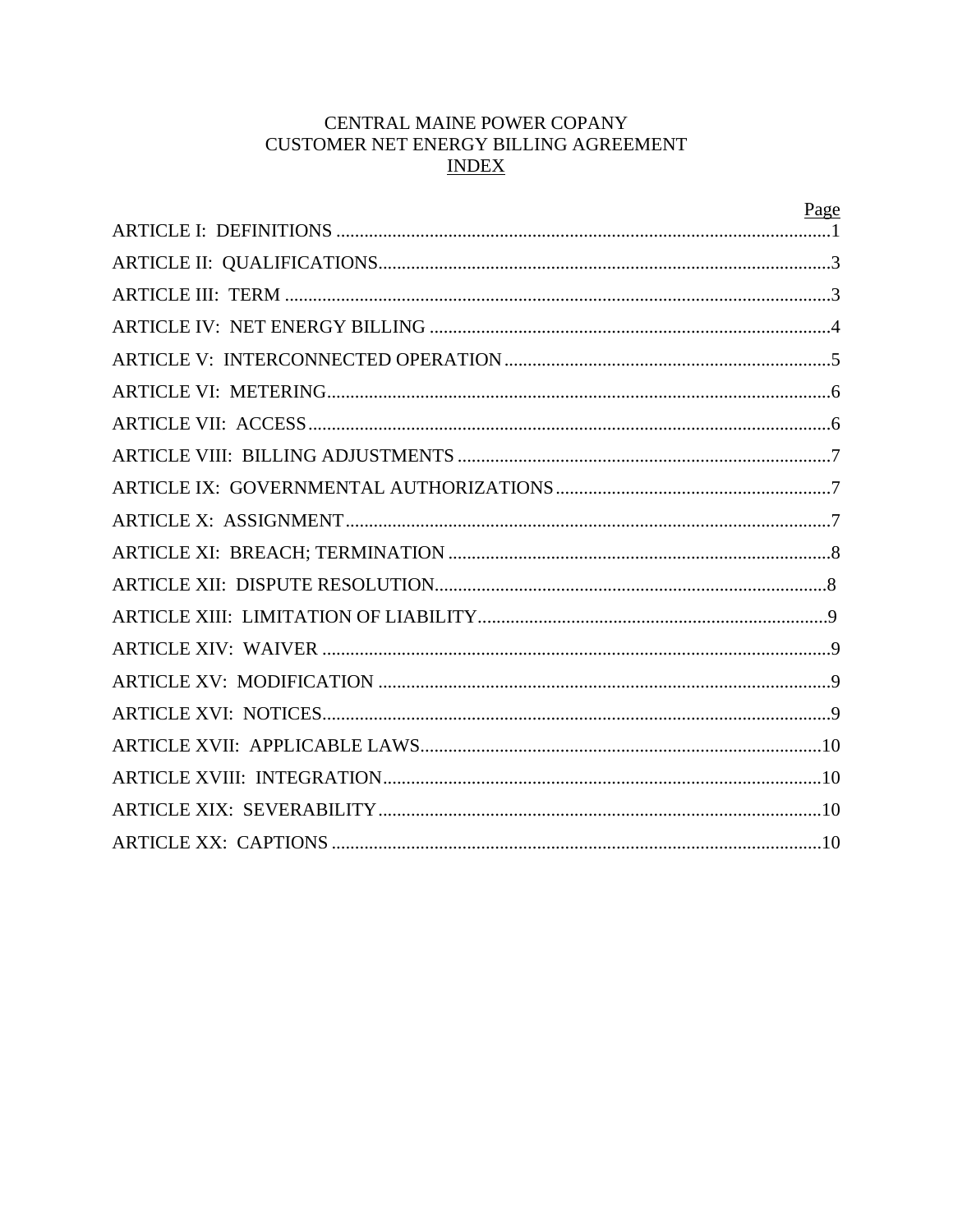CENTRAL MAINE POWER COPANY
CUSTOMER NET ENERGY BILLING AGREEMENT
INDEX

| | Page |
|---|---|
| ARTICLE I: DEFINITIONS | 1 |
| ARTICLE II: QUALIFICATIONS | 3 |
| ARTICLE III: TERM | 3 |
| ARTICLE IV: NET ENERGY BILLING | 4 |
| ARTICLE V: INTERCONNECTED OPERATION | 5 |
| ARTICLE VI: METERING | 6 |
| ARTICLE VII: ACCESS | 6 |
| ARTICLE VIII: BILLING ADJUSTMENTS | 7 |
| ARTICLE IX: GOVERNMENTAL AUTHORIZATIONS | 7 |
| ARTICLE X: ASSIGNMENT | 7 |
| ARTICLE XI: BREACH; TERMINATION | 8 |
| ARTICLE XII: DISPUTE RESOLUTION | 8 |
| ARTICLE XIII: LIMITATION OF LIABILITY | 9 |
| ARTICLE XIV: WAIVER | 9 |
| ARTICLE XV: MODIFICATION | 9 |
| ARTICLE XVI: NOTICES | 9 |
| ARTICLE XVII: APPLICABLE LAWS | 10 |
| ARTICLE XVIII: INTEGRATION | 10 |
| ARTICLE XIX: SEVERABILITY | 10 |
| ARTICLE XX: CAPTIONS | 10 |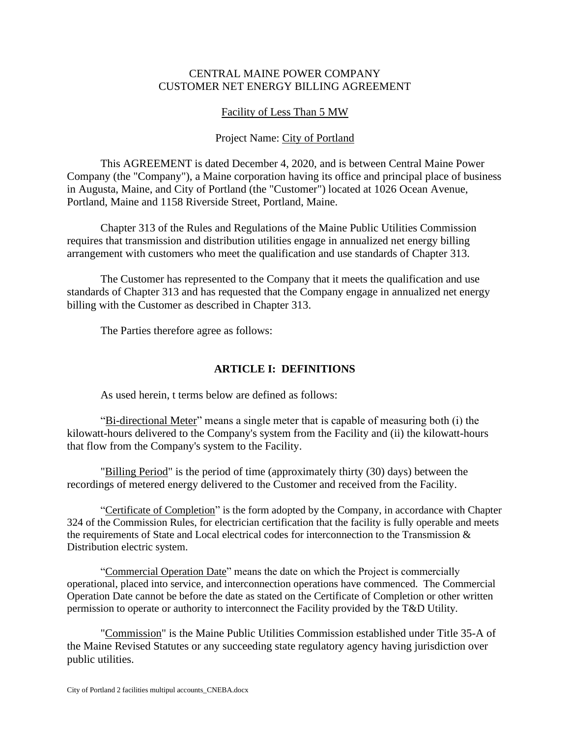CENTRAL MAINE POWER COMPANY
CUSTOMER NET ENERGY BILLING AGREEMENT

Facility of Less Than 5 MW

Project Name: City of Portland

This AGREEMENT is dated December 4, 2020, and is between Central Maine Power Company (the "Company"), a Maine corporation having its office and principal place of business in Augusta, Maine, and City of Portland (the "Customer") located at 1026 Ocean Avenue, Portland, Maine and 1158 Riverside Street, Portland, Maine.

Chapter 313 of the Rules and Regulations of the Maine Public Utilities Commission requires that transmission and distribution utilities engage in annualized net energy billing arrangement with customers who meet the qualification and use standards of Chapter 313.

The Customer has represented to the Company that it meets the qualification and use standards of Chapter 313 and has requested that the Company engage in annualized net energy billing with the Customer as described in Chapter 313.

The Parties therefore agree as follows:

## ARTICLE I: DEFINITIONS

As used herein, t terms below are defined as follows:

"Bi-directional Meter" means a single meter that is capable of measuring both (i) the kilowatt-hours delivered to the Company's system from the Facility and (ii) the kilowatt-hours that flow from the Company's system to the Facility.

"Billing Period" is the period of time (approximately thirty (30) days) between the recordings of metered energy delivered to the Customer and received from the Facility.

"Certificate of Completion" is the form adopted by the Company, in accordance with Chapter 324 of the Commission Rules, for electrician certification that the facility is fully operable and meets the requirements of State and Local electrical codes for interconnection to the Transmission & Distribution electric system.

"Commercial Operation Date" means the date on which the Project is commercially operational, placed into service, and interconnection operations have commenced. The Commercial Operation Date cannot be before the date as stated on the Certificate of Completion or other written permission to operate or authority to interconnect the Facility provided by the T&D Utility.

"Commission" is the Maine Public Utilities Commission established under Title 35-A of the Maine Revised Statutes or any succeeding state regulatory agency having jurisdiction over public utilities.

City of Portland 2 facilities multipul accounts_CNEBA.docx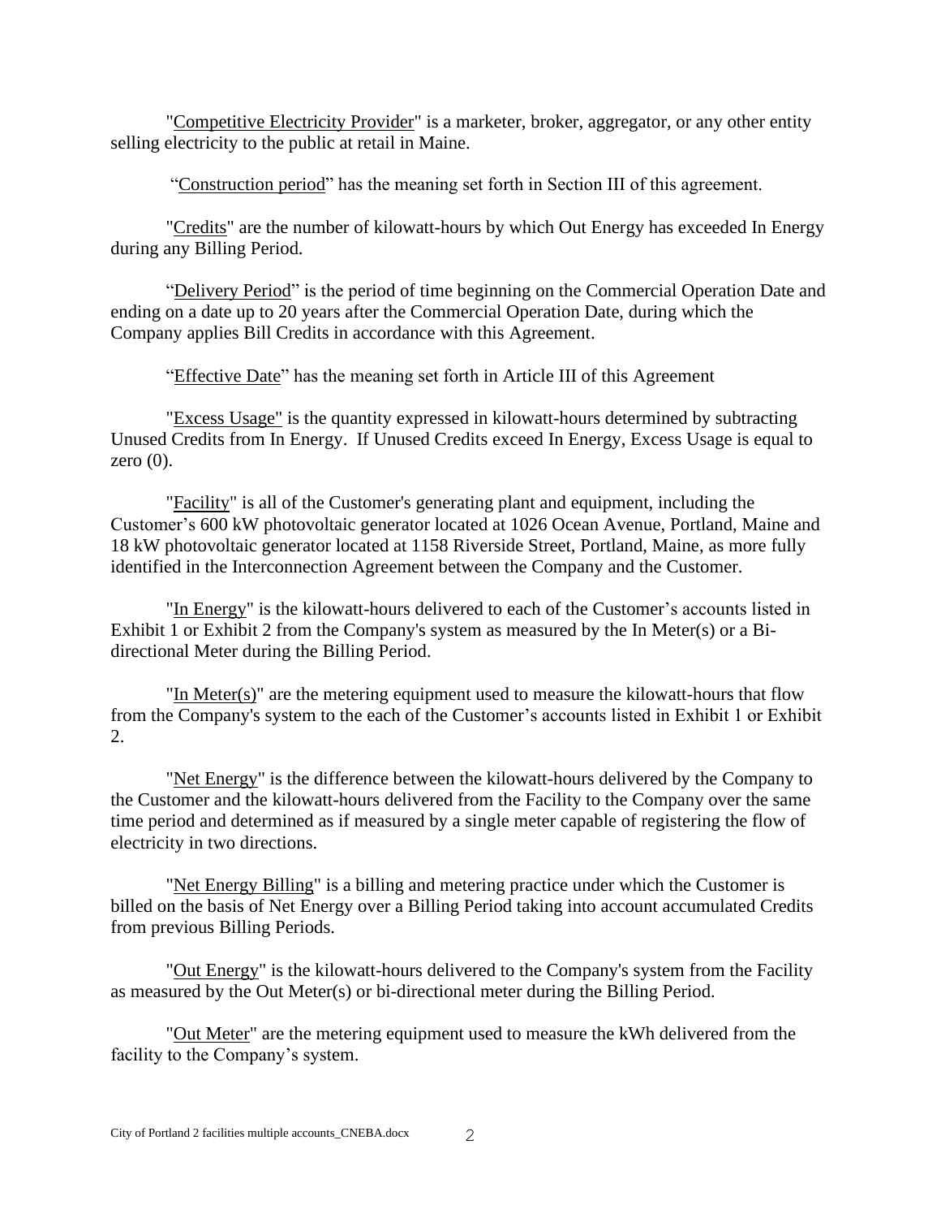"Competitive Electricity Provider" is a marketer, broker, aggregator, or any other entity selling electricity to the public at retail in Maine.

"Construction period" has the meaning set forth in Section III of this agreement.

"Credits" are the number of kilowatt-hours by which Out Energy has exceeded In Energy during any Billing Period.

"Delivery Period" is the period of time beginning on the Commercial Operation Date and ending on a date up to 20 years after the Commercial Operation Date, during which the Company applies Bill Credits in accordance with this Agreement.

"Effective Date" has the meaning set forth in Article III of this Agreement

"Excess Usage" is the quantity expressed in kilowatt-hours determined by subtracting Unused Credits from In Energy. If Unused Credits exceed In Energy, Excess Usage is equal to zero (0).

"Facility" is all of the Customer's generating plant and equipment, including the Customer's 600 kW photovoltaic generator located at 1026 Ocean Avenue, Portland, Maine and 18 kW photovoltaic generator located at 1158 Riverside Street, Portland, Maine, as more fully identified in the Interconnection Agreement between the Company and the Customer.

"In Energy" is the kilowatt-hours delivered to each of the Customer's accounts listed in Exhibit 1 or Exhibit 2 from the Company's system as measured by the In Meter(s) or a Bi-directional Meter during the Billing Period.

"In Meter(s)" are the metering equipment used to measure the kilowatt-hours that flow from the Company's system to the each of the Customer's accounts listed in Exhibit 1 or Exhibit 2.

"Net Energy" is the difference between the kilowatt-hours delivered by the Company to the Customer and the kilowatt-hours delivered from the Facility to the Company over the same time period and determined as if measured by a single meter capable of registering the flow of electricity in two directions.

"Net Energy Billing" is a billing and metering practice under which the Customer is billed on the basis of Net Energy over a Billing Period taking into account accumulated Credits from previous Billing Periods.

"Out Energy" is the kilowatt-hours delivered to the Company's system from the Facility as measured by the Out Meter(s) or bi-directional meter during the Billing Period.

"Out Meter" are the metering equipment used to measure the kWh delivered from the facility to the Company's system.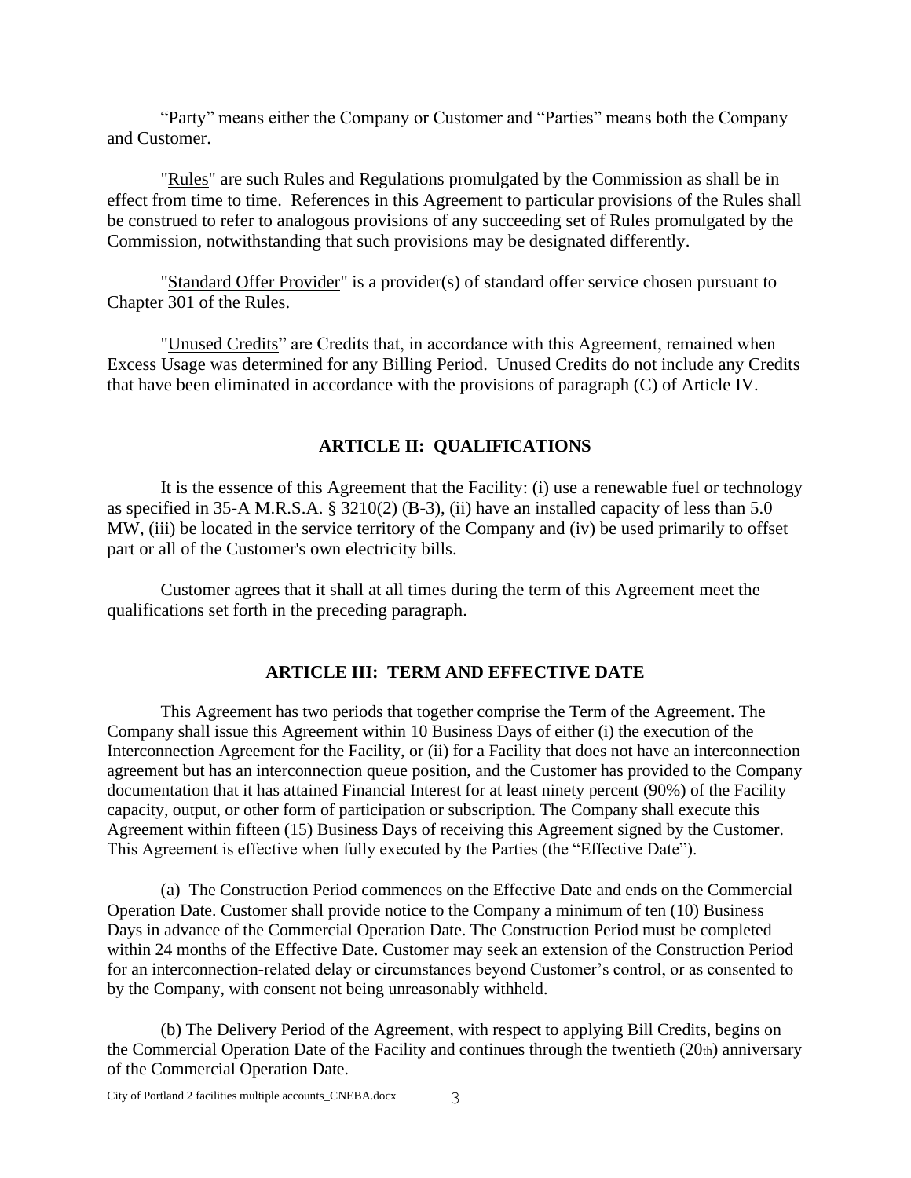"Party" means either the Company or Customer and "Parties" means both the Company and Customer.

"Rules" are such Rules and Regulations promulgated by the Commission as shall be in effect from time to time. References in this Agreement to particular provisions of the Rules shall be construed to refer to analogous provisions of any succeeding set of Rules promulgated by the Commission, notwithstanding that such provisions may be designated differently.

"Standard Offer Provider" is a provider(s) of standard offer service chosen pursuant to Chapter 301 of the Rules.

"Unused Credits" are Credits that, in accordance with this Agreement, remained when Excess Usage was determined for any Billing Period. Unused Credits do not include any Credits that have been eliminated in accordance with the provisions of paragraph (C) of Article IV.

## ARTICLE II: QUALIFICATIONS

It is the essence of this Agreement that the Facility: (i) use a renewable fuel or technology as specified in 35-A M.R.S.A. § 3210(2) (B-3), (ii) have an installed capacity of less than 5.0 MW, (iii) be located in the service territory of the Company and (iv) be used primarily to offset part or all of the Customer's own electricity bills.

Customer agrees that it shall at all times during the term of this Agreement meet the qualifications set forth in the preceding paragraph.

## ARTICLE III: TERM AND EFFECTIVE DATE

This Agreement has two periods that together comprise the Term of the Agreement. The Company shall issue this Agreement within 10 Business Days of either (i) the execution of the Interconnection Agreement for the Facility, or (ii) for a Facility that does not have an interconnection agreement but has an interconnection queue position, and the Customer has provided to the Company documentation that it has attained Financial Interest for at least ninety percent (90%) of the Facility capacity, output, or other form of participation or subscription. The Company shall execute this Agreement within fifteen (15) Business Days of receiving this Agreement signed by the Customer. This Agreement is effective when fully executed by the Parties (the "Effective Date").

(a) The Construction Period commences on the Effective Date and ends on the Commercial Operation Date. Customer shall provide notice to the Company a minimum of ten (10) Business Days in advance of the Commercial Operation Date. The Construction Period must be completed within 24 months of the Effective Date. Customer may seek an extension of the Construction Period for an interconnection-related delay or circumstances beyond Customer's control, or as consented to by the Company, with consent not being unreasonably withheld.

(b) The Delivery Period of the Agreement, with respect to applying Bill Credits, begins on the Commercial Operation Date of the Facility and continues through the twentieth (20th) anniversary of the Commercial Operation Date.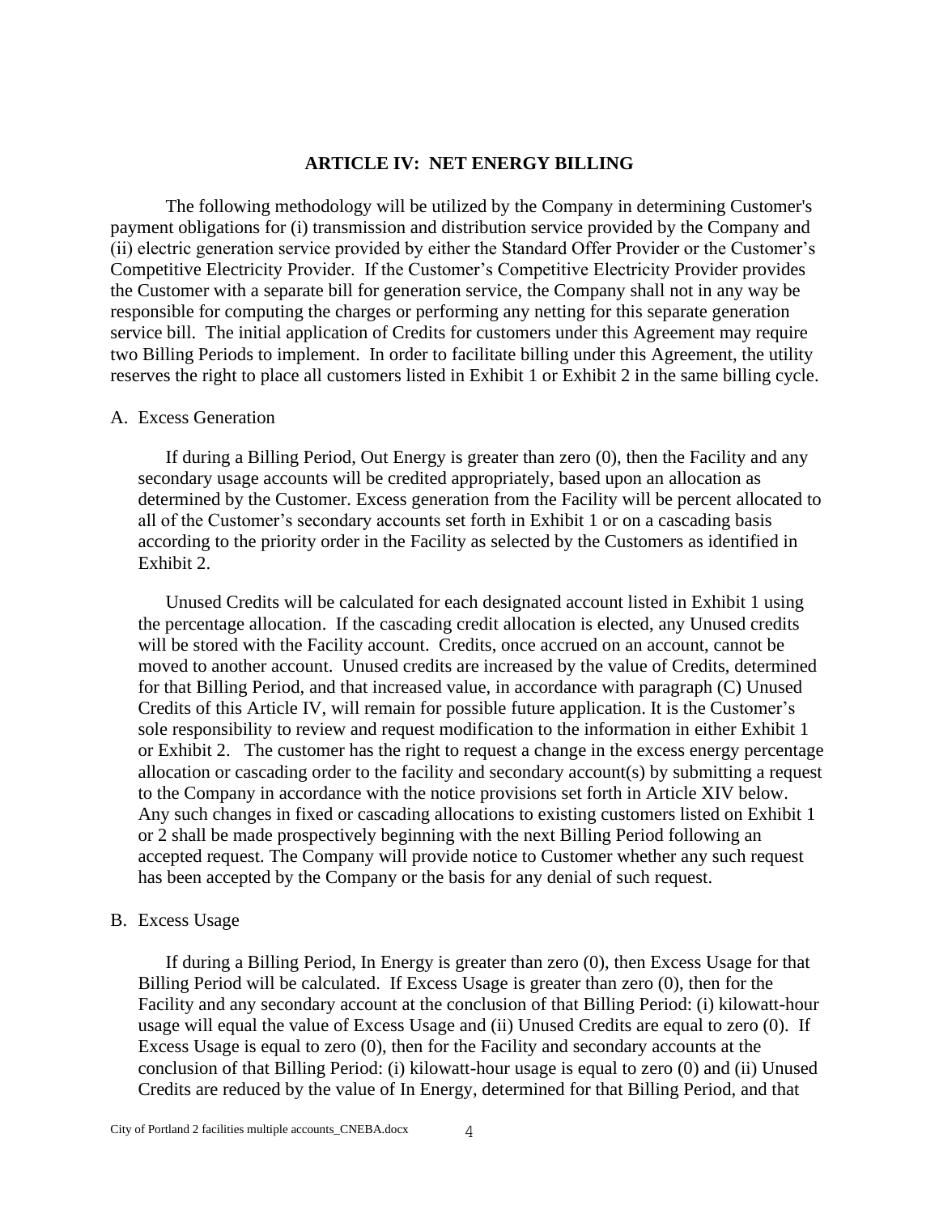## ARTICLE IV: NET ENERGY BILLING

The following methodology will be utilized by the Company in determining Customer's payment obligations for (i) transmission and distribution service provided by the Company and (ii) electric generation service provided by either the Standard Offer Provider or the Customer's Competitive Electricity Provider. If the Customer's Competitive Electricity Provider provides the Customer with a separate bill for generation service, the Company shall not in any way be responsible for computing the charges or performing any netting for this separate generation service bill. The initial application of Credits for customers under this Agreement may require two Billing Periods to implement. In order to facilitate billing under this Agreement, the utility reserves the right to place all customers listed in Exhibit 1 or Exhibit 2 in the same billing cycle.

A. Excess Generation

If during a Billing Period, Out Energy is greater than zero (0), then the Facility and any secondary usage accounts will be credited appropriately, based upon an allocation as determined by the Customer. Excess generation from the Facility will be percent allocated to all of the Customer's secondary accounts set forth in Exhibit 1 or on a cascading basis according to the priority order in the Facility as selected by the Customers as identified in Exhibit 2.

Unused Credits will be calculated for each designated account listed in Exhibit 1 using the percentage allocation. If the cascading credit allocation is elected, any Unused credits will be stored with the Facility account. Credits, once accrued on an account, cannot be moved to another account. Unused credits are increased by the value of Credits, determined for that Billing Period, and that increased value, in accordance with paragraph (C) Unused Credits of this Article IV, will remain for possible future application. It is the Customer's sole responsibility to review and request modification to the information in either Exhibit 1 or Exhibit 2. The customer has the right to request a change in the excess energy percentage allocation or cascading order to the facility and secondary account(s) by submitting a request to the Company in accordance with the notice provisions set forth in Article XIV below. Any such changes in fixed or cascading allocations to existing customers listed on Exhibit 1 or 2 shall be made prospectively beginning with the next Billing Period following an accepted request. The Company will provide notice to Customer whether any such request has been accepted by the Company or the basis for any denial of such request.

B. Excess Usage

If during a Billing Period, In Energy is greater than zero (0), then Excess Usage for that Billing Period will be calculated. If Excess Usage is greater than zero (0), then for the Facility and any secondary account at the conclusion of that Billing Period: (i) kilowatt-hour usage will equal the value of Excess Usage and (ii) Unused Credits are equal to zero (0). If Excess Usage is equal to zero (0), then for the Facility and secondary accounts at the conclusion of that Billing Period: (i) kilowatt-hour usage is equal to zero (0) and (ii) Unused Credits are reduced by the value of In Energy, determined for that Billing Period, and that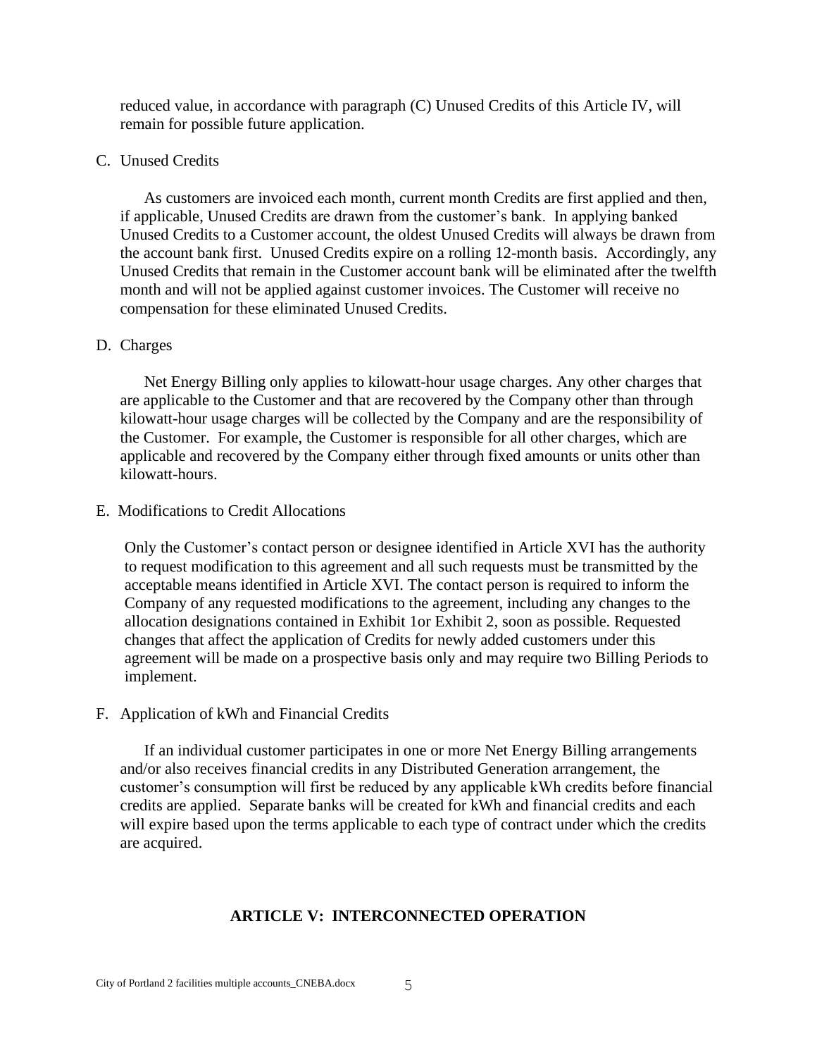reduced value, in accordance with paragraph (C) Unused Credits of this Article IV, will remain for possible future application.

C. Unused Credits

As customers are invoiced each month, current month Credits are first applied and then, if applicable, Unused Credits are drawn from the customer's bank. In applying banked Unused Credits to a Customer account, the oldest Unused Credits will always be drawn from the account bank first. Unused Credits expire on a rolling 12-month basis. Accordingly, any Unused Credits that remain in the Customer account bank will be eliminated after the twelfth month and will not be applied against customer invoices. The Customer will receive no compensation for these eliminated Unused Credits.

D. Charges

Net Energy Billing only applies to kilowatt-hour usage charges. Any other charges that are applicable to the Customer and that are recovered by the Company other than through kilowatt-hour usage charges will be collected by the Company and are the responsibility of the Customer. For example, the Customer is responsible for all other charges, which are applicable and recovered by the Company either through fixed amounts or units other than kilowatt-hours.

E. Modifications to Credit Allocations

Only the Customer's contact person or designee identified in Article XVI has the authority to request modification to this agreement and all such requests must be transmitted by the acceptable means identified in Article XVI. The contact person is required to inform the Company of any requested modifications to the agreement, including any changes to the allocation designations contained in Exhibit 1or Exhibit 2, soon as possible. Requested changes that affect the application of Credits for newly added customers under this agreement will be made on a prospective basis only and may require two Billing Periods to implement.

F. Application of kWh and Financial Credits

If an individual customer participates in one or more Net Energy Billing arrangements and/or also receives financial credits in any Distributed Generation arrangement, the customer's consumption will first be reduced by any applicable kWh credits before financial credits are applied. Separate banks will be created for kWh and financial credits and each will expire based upon the terms applicable to each type of contract under which the credits are acquired.

## ARTICLE V: INTERCONNECTED OPERATION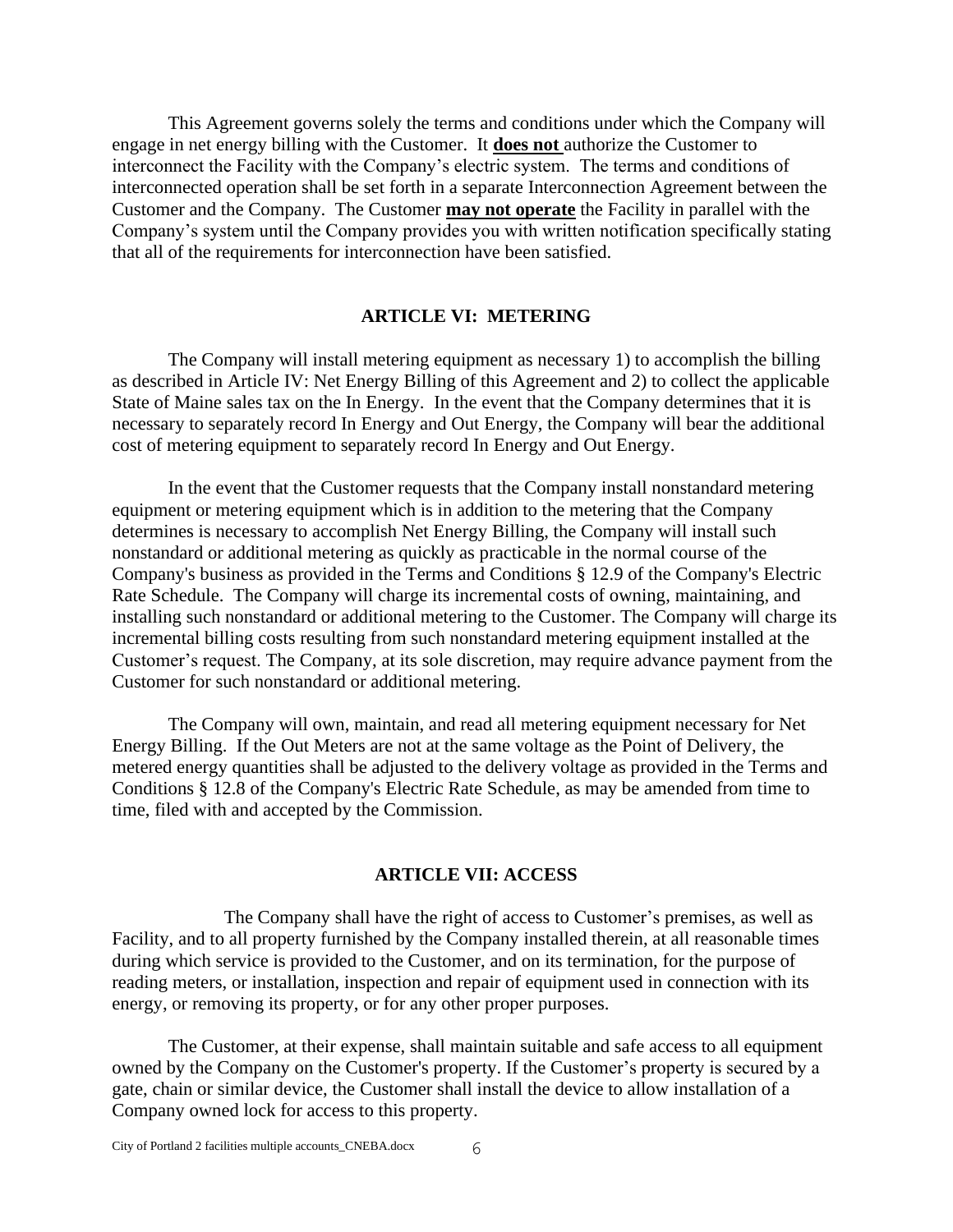This Agreement governs solely the terms and conditions under which the Company will engage in net energy billing with the Customer. It **does not** authorize the Customer to interconnect the Facility with the Company's electric system. The terms and conditions of interconnected operation shall be set forth in a separate Interconnection Agreement between the Customer and the Company. The Customer **may not operate** the Facility in parallel with the Company's system until the Company provides you with written notification specifically stating that all of the requirements for interconnection have been satisfied.

## ARTICLE VI: METERING

The Company will install metering equipment as necessary 1) to accomplish the billing as described in Article IV: Net Energy Billing of this Agreement and 2) to collect the applicable State of Maine sales tax on the In Energy. In the event that the Company determines that it is necessary to separately record In Energy and Out Energy, the Company will bear the additional cost of metering equipment to separately record In Energy and Out Energy.

In the event that the Customer requests that the Company install nonstandard metering equipment or metering equipment which is in addition to the metering that the Company determines is necessary to accomplish Net Energy Billing, the Company will install such nonstandard or additional metering as quickly as practicable in the normal course of the Company's business as provided in the Terms and Conditions § 12.9 of the Company's Electric Rate Schedule. The Company will charge its incremental costs of owning, maintaining, and installing such nonstandard or additional metering to the Customer. The Company will charge its incremental billing costs resulting from such nonstandard metering equipment installed at the Customer's request. The Company, at its sole discretion, may require advance payment from the Customer for such nonstandard or additional metering.

The Company will own, maintain, and read all metering equipment necessary for Net Energy Billing. If the Out Meters are not at the same voltage as the Point of Delivery, the metered energy quantities shall be adjusted to the delivery voltage as provided in the Terms and Conditions § 12.8 of the Company's Electric Rate Schedule, as may be amended from time to time, filed with and accepted by the Commission.

## ARTICLE VII: ACCESS

The Company shall have the right of access to Customer's premises, as well as Facility, and to all property furnished by the Company installed therein, at all reasonable times during which service is provided to the Customer, and on its termination, for the purpose of reading meters, or installation, inspection and repair of equipment used in connection with its energy, or removing its property, or for any other proper purposes.

The Customer, at their expense, shall maintain suitable and safe access to all equipment owned by the Company on the Customer's property. If the Customer's property is secured by a gate, chain or similar device, the Customer shall install the device to allow installation of a Company owned lock for access to this property.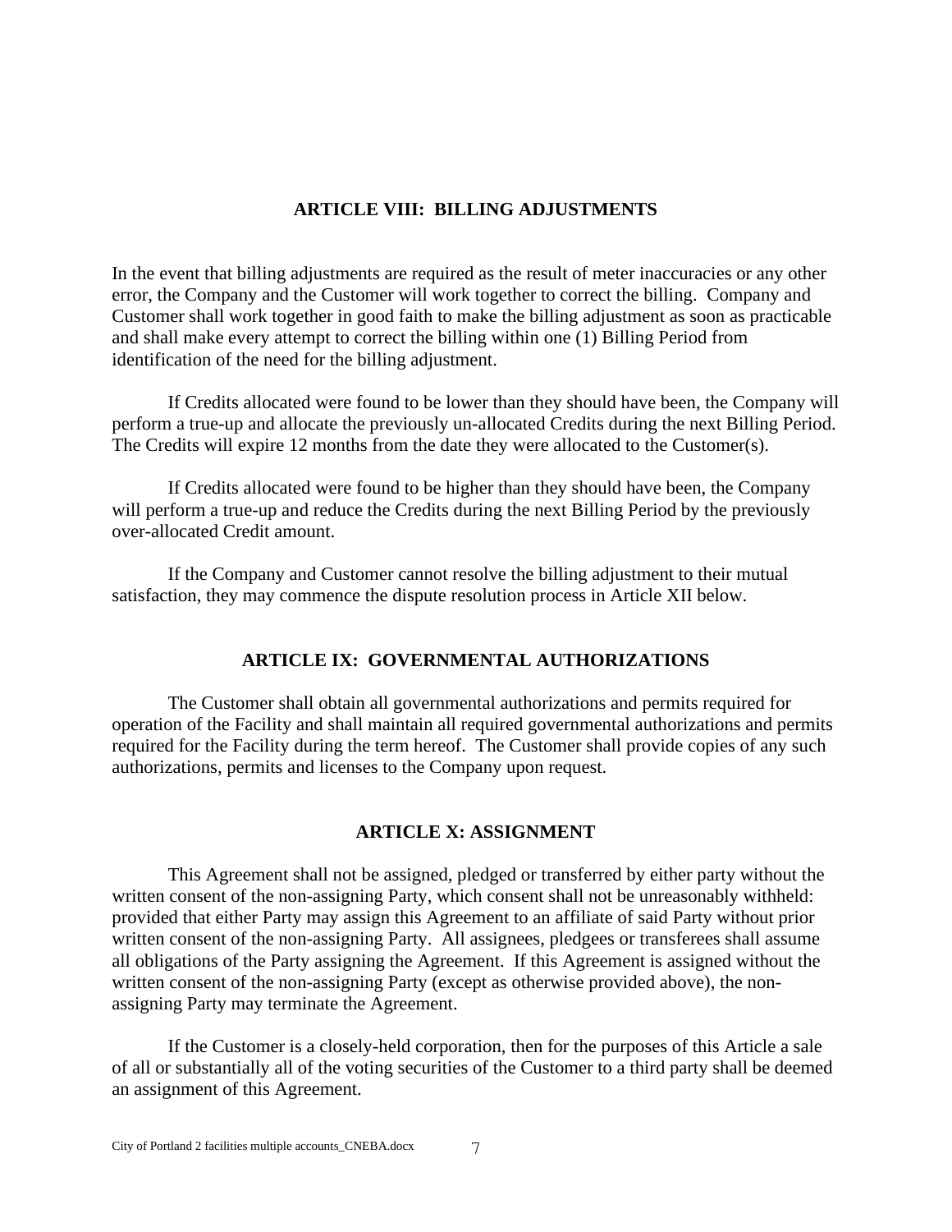## ARTICLE VIII: BILLING ADJUSTMENTS

In the event that billing adjustments are required as the result of meter inaccuracies or any other error, the Company and the Customer will work together to correct the billing. Company and Customer shall work together in good faith to make the billing adjustment as soon as practicable and shall make every attempt to correct the billing within one (1) Billing Period from identification of the need for the billing adjustment.

If Credits allocated were found to be lower than they should have been, the Company will perform a true-up and allocate the previously un-allocated Credits during the next Billing Period. The Credits will expire 12 months from the date they were allocated to the Customer(s).

If Credits allocated were found to be higher than they should have been, the Company will perform a true-up and reduce the Credits during the next Billing Period by the previously over-allocated Credit amount.

If the Company and Customer cannot resolve the billing adjustment to their mutual satisfaction, they may commence the dispute resolution process in Article XII below.

## ARTICLE IX: GOVERNMENTAL AUTHORIZATIONS

The Customer shall obtain all governmental authorizations and permits required for operation of the Facility and shall maintain all required governmental authorizations and permits required for the Facility during the term hereof. The Customer shall provide copies of any such authorizations, permits and licenses to the Company upon request.

## ARTICLE X: ASSIGNMENT

This Agreement shall not be assigned, pledged or transferred by either party without the written consent of the non-assigning Party, which consent shall not be unreasonably withheld: provided that either Party may assign this Agreement to an affiliate of said Party without prior written consent of the non-assigning Party. All assignees, pledgees or transferees shall assume all obligations of the Party assigning the Agreement. If this Agreement is assigned without the written consent of the non-assigning Party (except as otherwise provided above), the non-assigning Party may terminate the Agreement.

If the Customer is a closely-held corporation, then for the purposes of this Article a sale of all or substantially all of the voting securities of the Customer to a third party shall be deemed an assignment of this Agreement.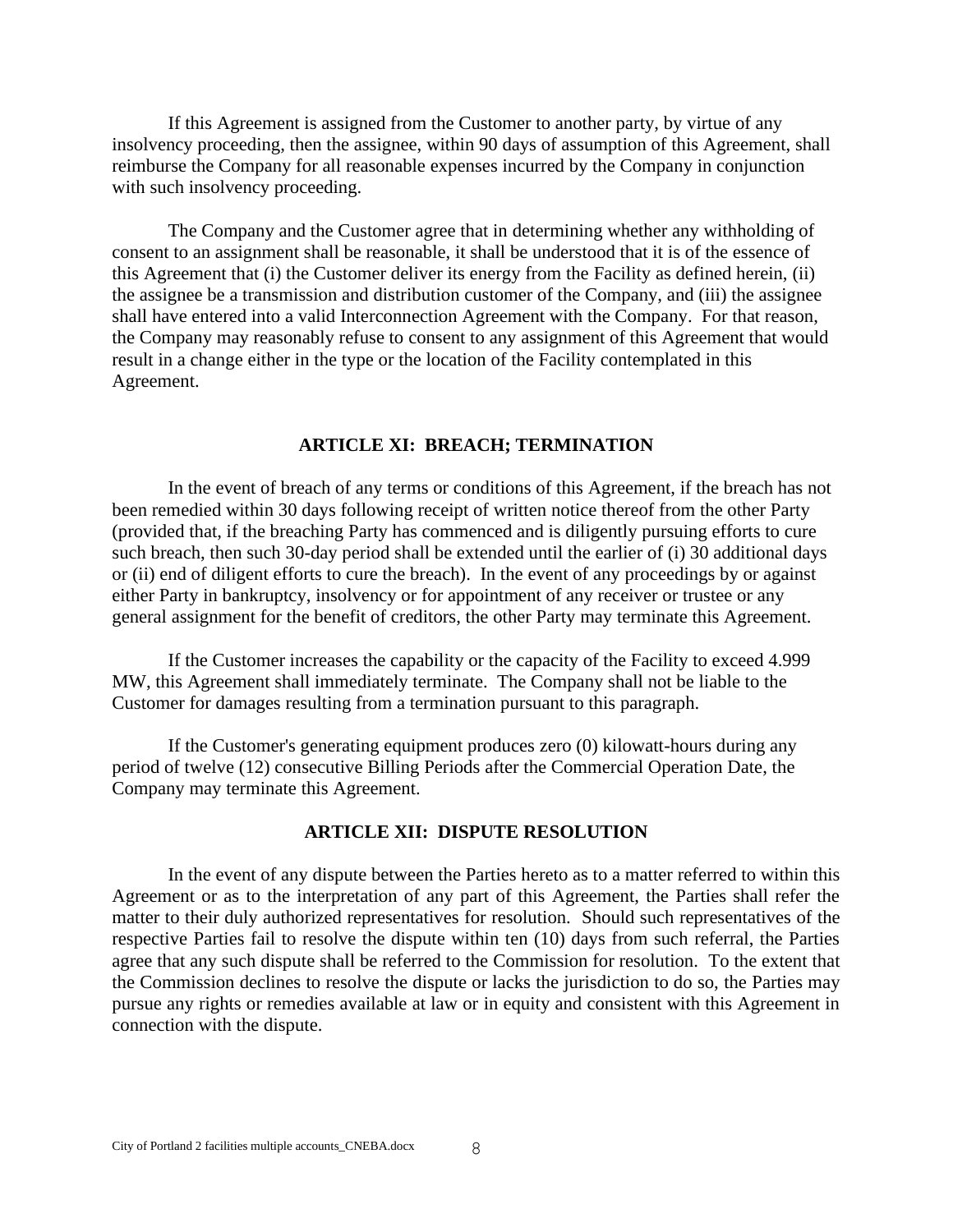If this Agreement is assigned from the Customer to another party, by virtue of any insolvency proceeding, then the assignee, within 90 days of assumption of this Agreement, shall reimburse the Company for all reasonable expenses incurred by the Company in conjunction with such insolvency proceeding.

The Company and the Customer agree that in determining whether any withholding of consent to an assignment shall be reasonable, it shall be understood that it is of the essence of this Agreement that (i) the Customer deliver its energy from the Facility as defined herein, (ii) the assignee be a transmission and distribution customer of the Company, and (iii) the assignee shall have entered into a valid Interconnection Agreement with the Company. For that reason, the Company may reasonably refuse to consent to any assignment of this Agreement that would result in a change either in the type or the location of the Facility contemplated in this Agreement.

## ARTICLE XI: BREACH; TERMINATION

In the event of breach of any terms or conditions of this Agreement, if the breach has not been remedied within 30 days following receipt of written notice thereof from the other Party (provided that, if the breaching Party has commenced and is diligently pursuing efforts to cure such breach, then such 30-day period shall be extended until the earlier of (i) 30 additional days or (ii) end of diligent efforts to cure the breach). In the event of any proceedings by or against either Party in bankruptcy, insolvency or for appointment of any receiver or trustee or any general assignment for the benefit of creditors, the other Party may terminate this Agreement.

If the Customer increases the capability or the capacity of the Facility to exceed 4.999 MW, this Agreement shall immediately terminate. The Company shall not be liable to the Customer for damages resulting from a termination pursuant to this paragraph.

If the Customer's generating equipment produces zero (0) kilowatt-hours during any period of twelve (12) consecutive Billing Periods after the Commercial Operation Date, the Company may terminate this Agreement.

## ARTICLE XII: DISPUTE RESOLUTION

In the event of any dispute between the Parties hereto as to a matter referred to within this Agreement or as to the interpretation of any part of this Agreement, the Parties shall refer the matter to their duly authorized representatives for resolution. Should such representatives of the respective Parties fail to resolve the dispute within ten (10) days from such referral, the Parties agree that any such dispute shall be referred to the Commission for resolution. To the extent that the Commission declines to resolve the dispute or lacks the jurisdiction to do so, the Parties may pursue any rights or remedies available at law or in equity and consistent with this Agreement in connection with the dispute.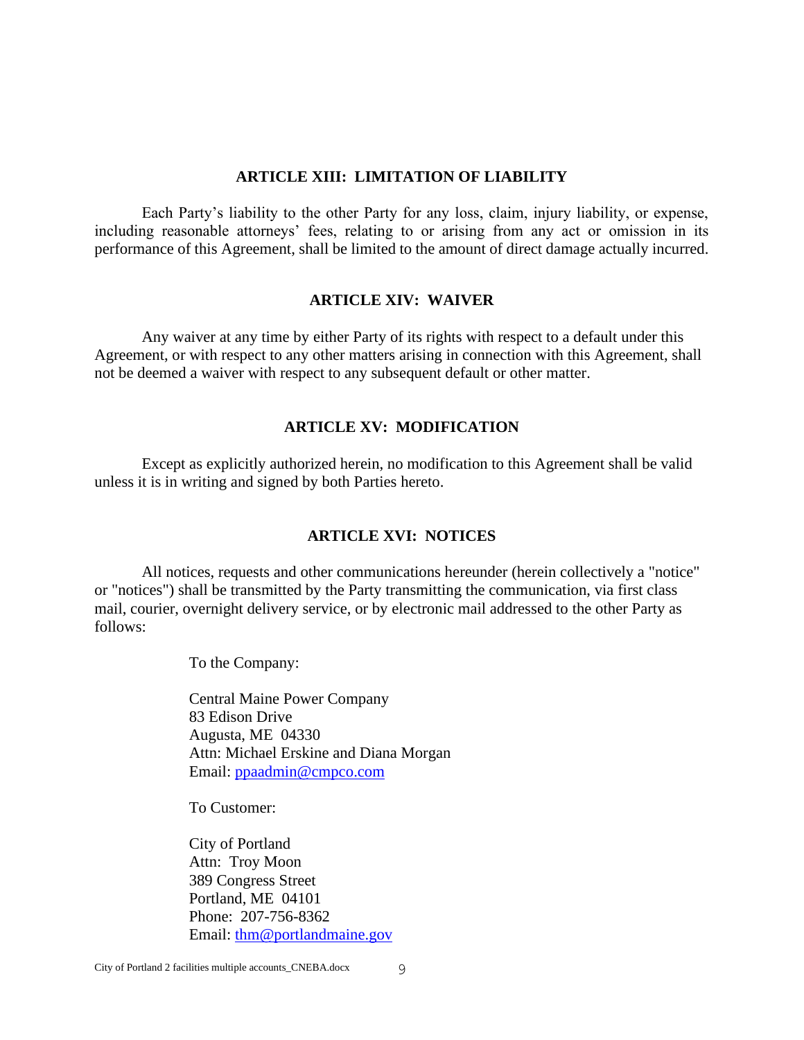## ARTICLE XIII: LIMITATION OF LIABILITY

Each Party's liability to the other Party for any loss, claim, injury liability, or expense, including reasonable attorneys' fees, relating to or arising from any act or omission in its performance of this Agreement, shall be limited to the amount of direct damage actually incurred.

## ARTICLE XIV: WAIVER

Any waiver at any time by either Party of its rights with respect to a default under this Agreement, or with respect to any other matters arising in connection with this Agreement, shall not be deemed a waiver with respect to any subsequent default or other matter.

## ARTICLE XV: MODIFICATION

Except as explicitly authorized herein, no modification to this Agreement shall be valid unless it is in writing and signed by both Parties hereto.

## ARTICLE XVI: NOTICES

All notices, requests and other communications hereunder (herein collectively a "notice" or "notices") shall be transmitted by the Party transmitting the communication, via first class mail, courier, overnight delivery service, or by electronic mail addressed to the other Party as follows:

To the Company:

Central Maine Power Company
83 Edison Drive
Augusta, ME 04330
Attn: Michael Erskine and Diana Morgan
Email: ppaadmin@cmpco.com

To Customer:

City of Portland
Attn: Troy Moon
389 Congress Street
Portland, ME 04101
Phone: 207-756-8362
Email: thm@portlandmaine.gov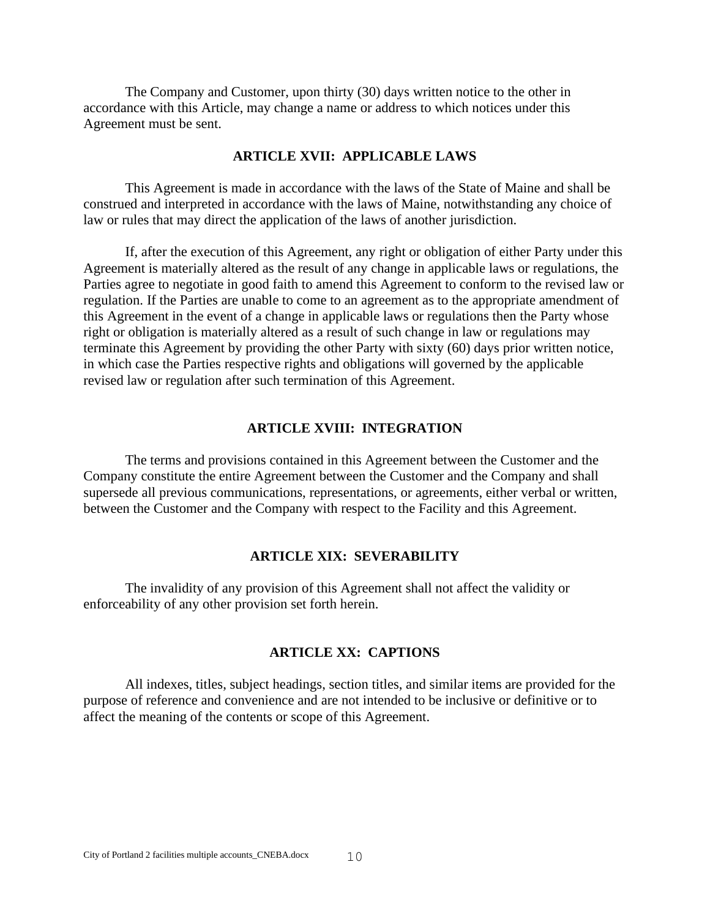The Company and Customer, upon thirty (30) days written notice to the other in accordance with this Article, may change a name or address to which notices under this Agreement must be sent.

## ARTICLE XVII: APPLICABLE LAWS

This Agreement is made in accordance with the laws of the State of Maine and shall be construed and interpreted in accordance with the laws of Maine, notwithstanding any choice of law or rules that may direct the application of the laws of another jurisdiction.

If, after the execution of this Agreement, any right or obligation of either Party under this Agreement is materially altered as the result of any change in applicable laws or regulations, the Parties agree to negotiate in good faith to amend this Agreement to conform to the revised law or regulation. If the Parties are unable to come to an agreement as to the appropriate amendment of this Agreement in the event of a change in applicable laws or regulations then the Party whose right or obligation is materially altered as a result of such change in law or regulations may terminate this Agreement by providing the other Party with sixty (60) days prior written notice, in which case the Parties respective rights and obligations will governed by the applicable revised law or regulation after such termination of this Agreement.

## ARTICLE XVIII: INTEGRATION

The terms and provisions contained in this Agreement between the Customer and the Company constitute the entire Agreement between the Customer and the Company and shall supersede all previous communications, representations, or agreements, either verbal or written, between the Customer and the Company with respect to the Facility and this Agreement.

## ARTICLE XIX: SEVERABILITY

The invalidity of any provision of this Agreement shall not affect the validity or enforceability of any other provision set forth herein.

## ARTICLE XX: CAPTIONS

All indexes, titles, subject headings, section titles, and similar items are provided for the purpose of reference and convenience and are not intended to be inclusive or definitive or to affect the meaning of the contents or scope of this Agreement.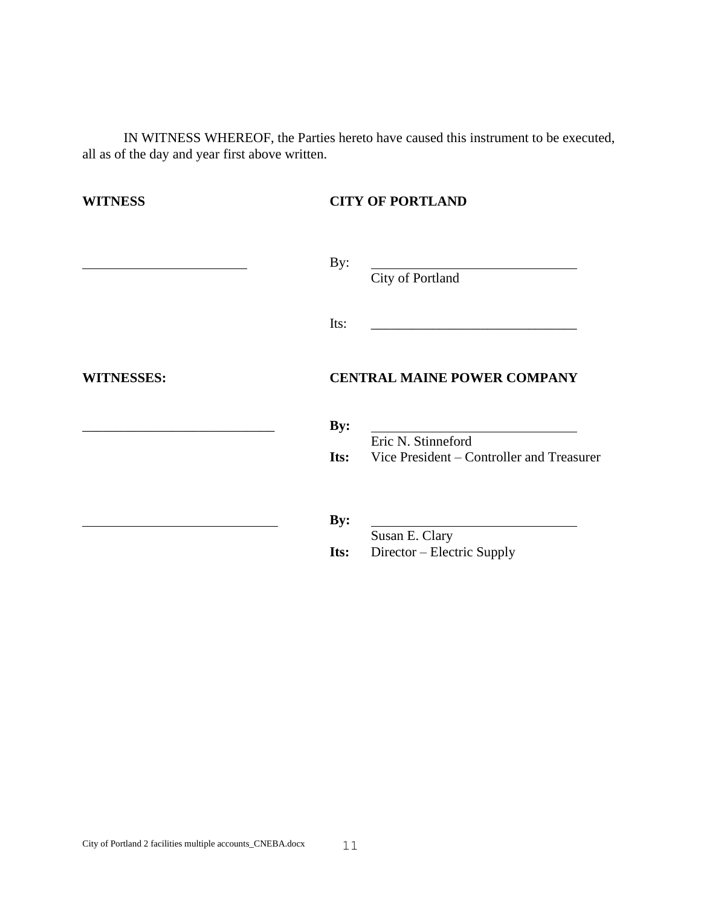IN WITNESS WHEREOF, the Parties hereto have caused this instrument to be executed, all as of the day and year first above written.

**WITNESS** **CITY OF PORTLAND**

_________________________ By: ______________________________
City of Portland

Its: ______________________________

**WITNESSES:** **CENTRAL MAINE POWER COMPANY**

_____________________________ **By:** ______________________________
Eric N. Stinneford
**Its:** Vice President – Controller and Treasurer

_____________________________ **By:** ______________________________
Susan E. Clary
**Its:** Director – Electric Supply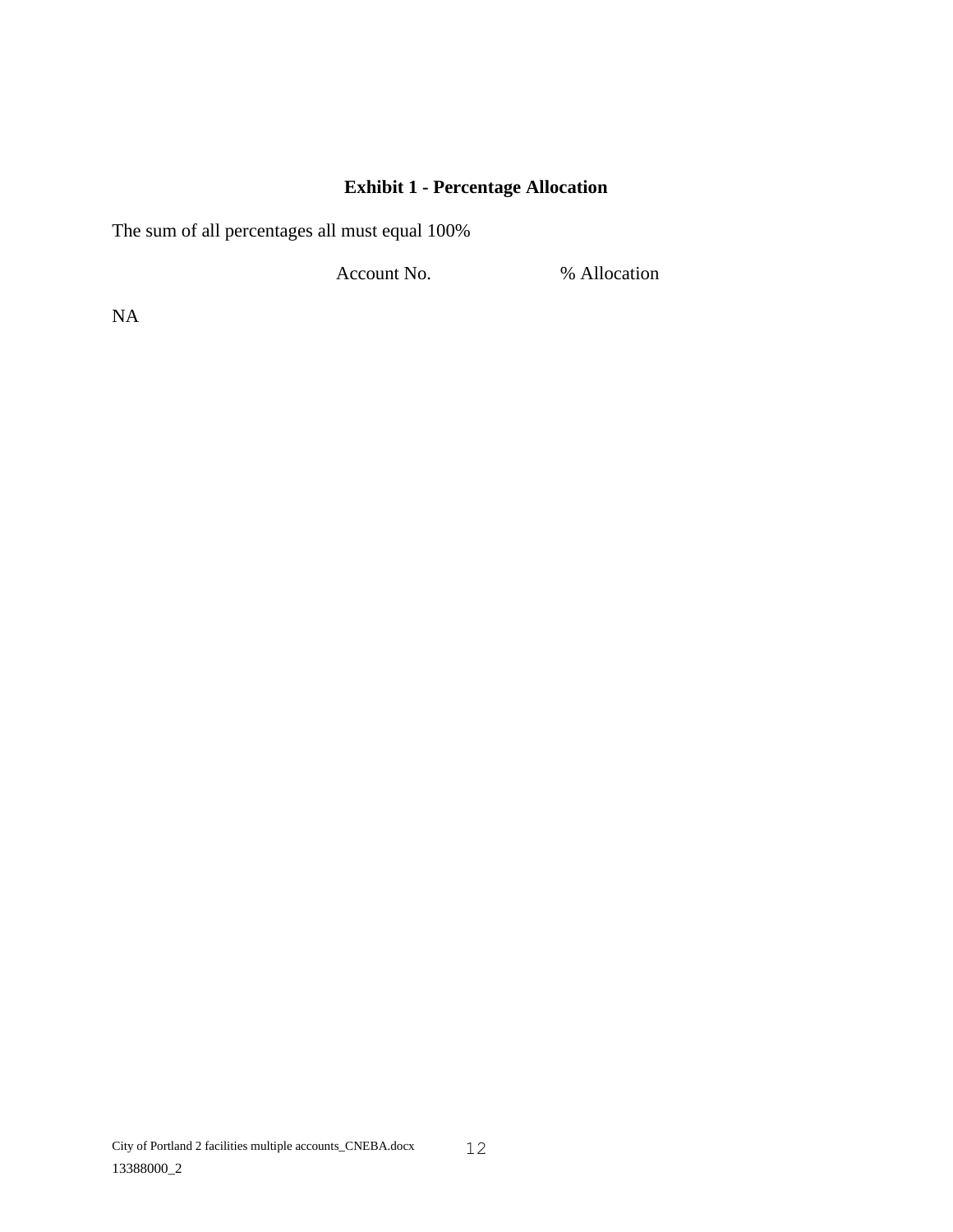## Exhibit 1 - Percentage Allocation

The sum of all percentages all must equal 100%

| | Account No. | % Allocation |
|---|---|---|
| NA | | |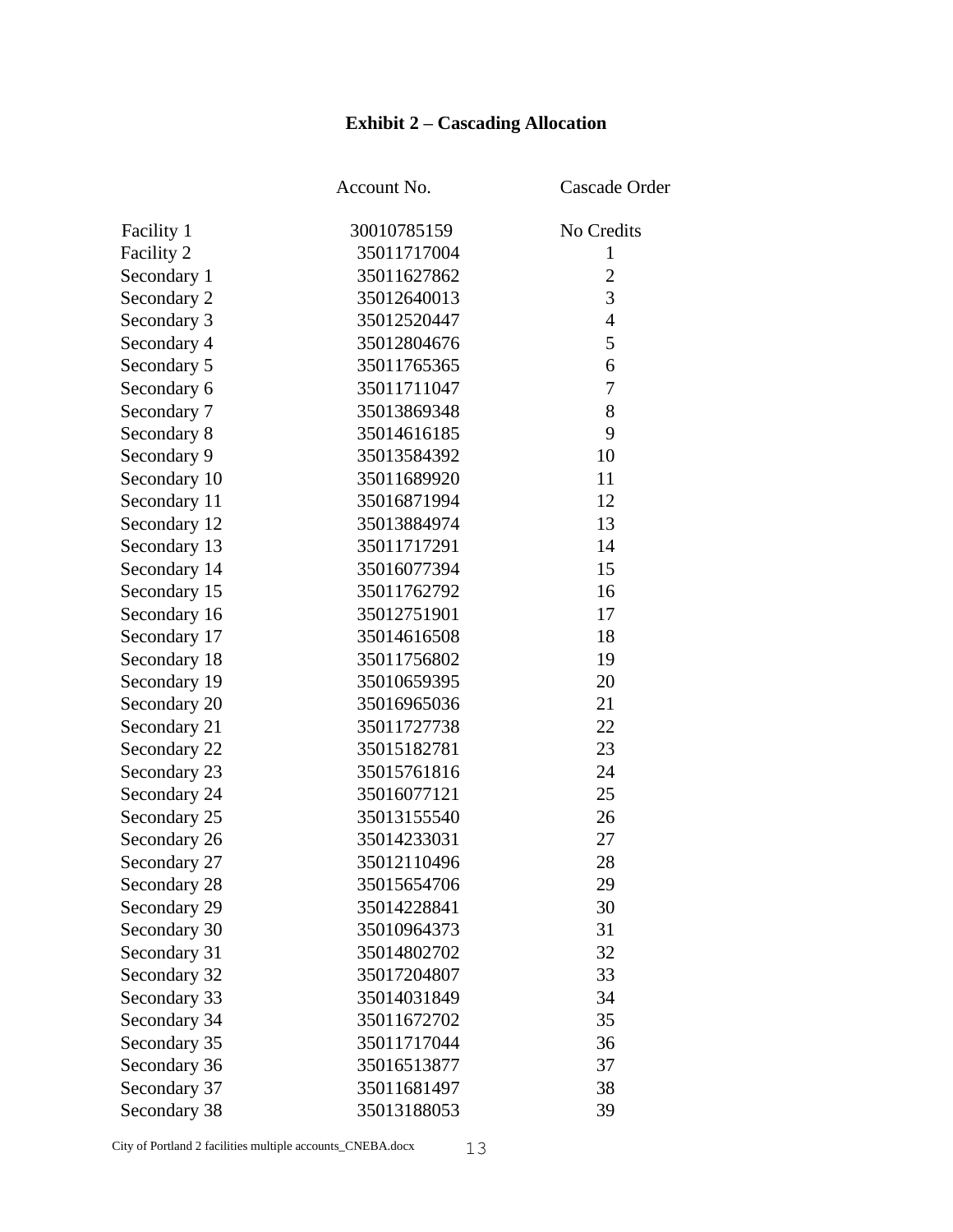# Exhibit 2 – Cascading Allocation

| | Account No. | Cascade Order |
|---|---|---|
| Facility 1 | 30010785159 | No Credits |
| Facility 2 | 35011717004 | 1 |
| Secondary 1 | 35011627862 | 2 |
| Secondary 2 | 35012640013 | 3 |
| Secondary 3 | 35012520447 | 4 |
| Secondary 4 | 35012804676 | 5 |
| Secondary 5 | 35011765365 | 6 |
| Secondary 6 | 35011711047 | 7 |
| Secondary 7 | 35013869348 | 8 |
| Secondary 8 | 35014616185 | 9 |
| Secondary 9 | 35013584392 | 10 |
| Secondary 10 | 35011689920 | 11 |
| Secondary 11 | 35016871994 | 12 |
| Secondary 12 | 35013884974 | 13 |
| Secondary 13 | 35011717291 | 14 |
| Secondary 14 | 35016077394 | 15 |
| Secondary 15 | 35011762792 | 16 |
| Secondary 16 | 35012751901 | 17 |
| Secondary 17 | 35014616508 | 18 |
| Secondary 18 | 35011756802 | 19 |
| Secondary 19 | 35010659395 | 20 |
| Secondary 20 | 35016965036 | 21 |
| Secondary 21 | 35011727738 | 22 |
| Secondary 22 | 35015182781 | 23 |
| Secondary 23 | 35015761816 | 24 |
| Secondary 24 | 35016077121 | 25 |
| Secondary 25 | 35013155540 | 26 |
| Secondary 26 | 35014233031 | 27 |
| Secondary 27 | 35012110496 | 28 |
| Secondary 28 | 35015654706 | 29 |
| Secondary 29 | 35014228841 | 30 |
| Secondary 30 | 35010964373 | 31 |
| Secondary 31 | 35014802702 | 32 |
| Secondary 32 | 35017204807 | 33 |
| Secondary 33 | 35014031849 | 34 |
| Secondary 34 | 35011672702 | 35 |
| Secondary 35 | 35011717044 | 36 |
| Secondary 36 | 35016513877 | 37 |
| Secondary 37 | 35011681497 | 38 |
| Secondary 38 | 35013188053 | 39 |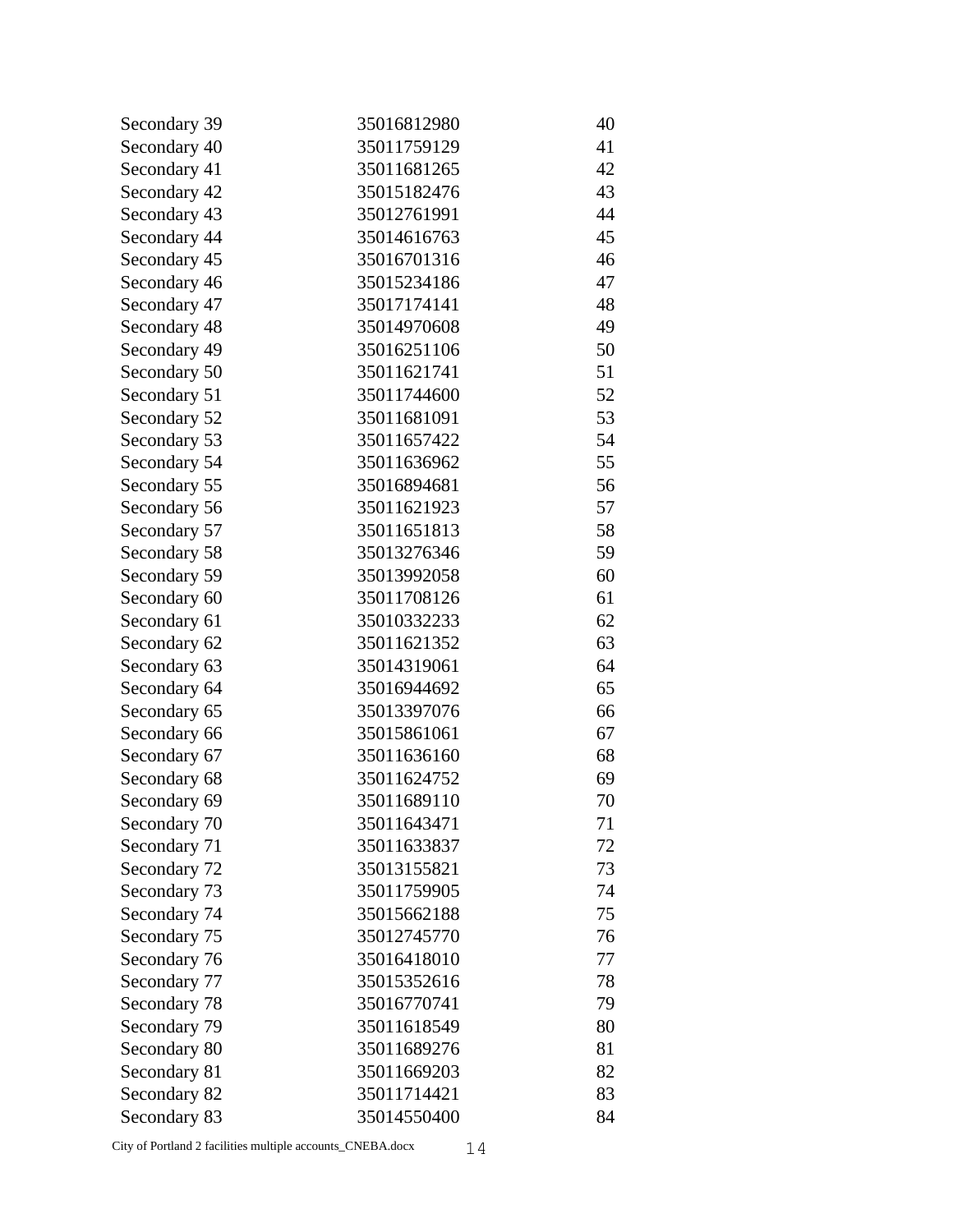| | | |
|---|---|---|
| Secondary 39 | 35016812980 | 40 |
| Secondary 40 | 35011759129 | 41 |
| Secondary 41 | 35011681265 | 42 |
| Secondary 42 | 35015182476 | 43 |
| Secondary 43 | 35012761991 | 44 |
| Secondary 44 | 35014616763 | 45 |
| Secondary 45 | 35016701316 | 46 |
| Secondary 46 | 35015234186 | 47 |
| Secondary 47 | 35017174141 | 48 |
| Secondary 48 | 35014970608 | 49 |
| Secondary 49 | 35016251106 | 50 |
| Secondary 50 | 35011621741 | 51 |
| Secondary 51 | 35011744600 | 52 |
| Secondary 52 | 35011681091 | 53 |
| Secondary 53 | 35011657422 | 54 |
| Secondary 54 | 35011636962 | 55 |
| Secondary 55 | 35016894681 | 56 |
| Secondary 56 | 35011621923 | 57 |
| Secondary 57 | 35011651813 | 58 |
| Secondary 58 | 35013276346 | 59 |
| Secondary 59 | 35013992058 | 60 |
| Secondary 60 | 35011708126 | 61 |
| Secondary 61 | 35010332233 | 62 |
| Secondary 62 | 35011621352 | 63 |
| Secondary 63 | 35014319061 | 64 |
| Secondary 64 | 35016944692 | 65 |
| Secondary 65 | 35013397076 | 66 |
| Secondary 66 | 35015861061 | 67 |
| Secondary 67 | 35011636160 | 68 |
| Secondary 68 | 35011624752 | 69 |
| Secondary 69 | 35011689110 | 70 |
| Secondary 70 | 35011643471 | 71 |
| Secondary 71 | 35011633837 | 72 |
| Secondary 72 | 35013155821 | 73 |
| Secondary 73 | 35011759905 | 74 |
| Secondary 74 | 35015662188 | 75 |
| Secondary 75 | 35012745770 | 76 |
| Secondary 76 | 35016418010 | 77 |
| Secondary 77 | 35015352616 | 78 |
| Secondary 78 | 35016770741 | 79 |
| Secondary 79 | 35011618549 | 80 |
| Secondary 80 | 35011689276 | 81 |
| Secondary 81 | 35011669203 | 82 |
| Secondary 82 | 35011714421 | 83 |
| Secondary 83 | 35014550400 | 84 |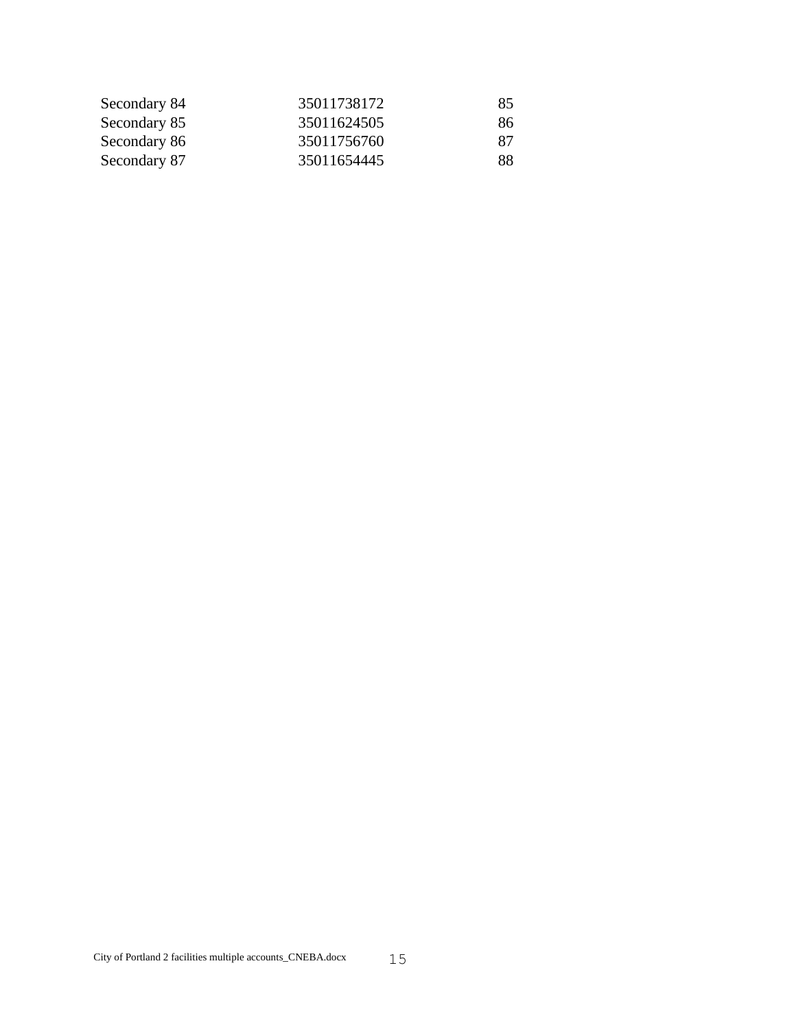| | | |
|---|---|---|
| Secondary 84 | 35011738172 | 85 |
| Secondary 85 | 35011624505 | 86 |
| Secondary 86 | 35011756760 | 87 |
| Secondary 87 | 35011654445 | 88 |